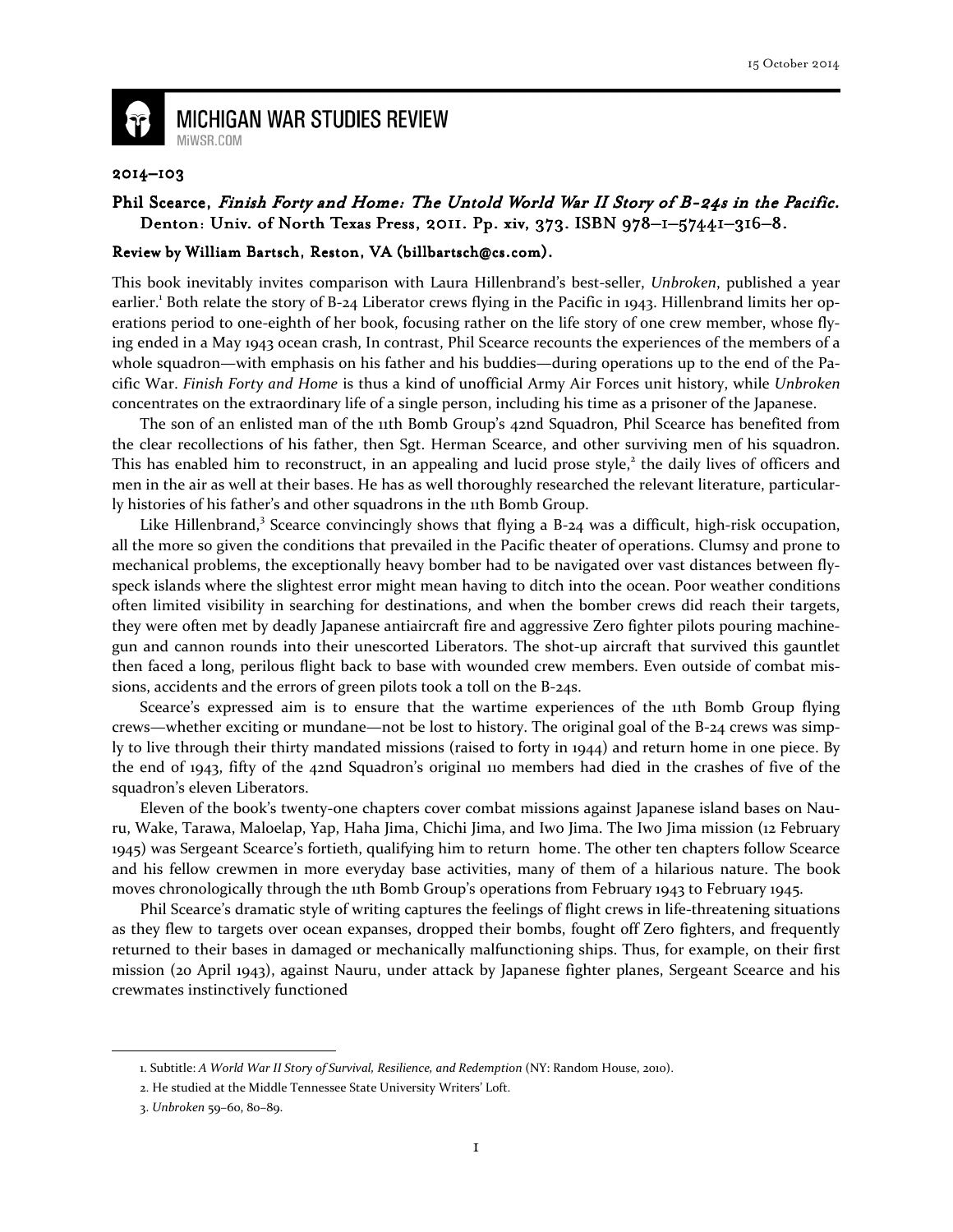# MICHIGAN WAR STUDIES REVIEW

MiWSR.COM

**2014–103**

**Phil Scearce, *Finish Forty and Home: The Untold World War II Story of B-24s in the Pacific.* Denton: Univ. of North Texas Press, 2011. Pp. xiv, 373. ISBN 978–1–57441–316–8.**

**Review by William Bartsch, Reston, VA (billbartsch@cs.com).**

This book inevitably invites comparison with Laura Hillenbrand's best-seller, *Unbroken*, published a year earlier.[1] Both relate the story of B-24 Liberator crews flying in the Pacific in 1943. Hillenbrand limits her operations period to one-eighth of her book, focusing rather on the life story of one crew member, whose flying ended in a May 1943 ocean crash, In contrast, Phil Scearce recounts the experiences of the members of a whole squadron—with emphasis on his father and his buddies—during operations up to the end of the Pacific War. *Finish Forty and Home* is thus a kind of unofficial Army Air Forces unit history, while *Unbroken* concentrates on the extraordinary life of a single person, including his time as a prisoner of the Japanese.

The son of an enlisted man of the 11th Bomb Group's 42nd Squadron, Phil Scearce has benefited from the clear recollections of his father, then Sgt. Herman Scearce, and other surviving men of his squadron. This has enabled him to reconstruct, in an appealing and lucid prose style,[2] the daily lives of officers and men in the air as well at their bases. He has as well thoroughly researched the relevant literature, particularly histories of his father's and other squadrons in the 11th Bomb Group.

Like Hillenbrand,[3] Scearce convincingly shows that flying a B-24 was a difficult, high-risk occupation, all the more so given the conditions that prevailed in the Pacific theater of operations. Clumsy and prone to mechanical problems, the exceptionally heavy bomber had to be navigated over vast distances between fly-speck islands where the slightest error might mean having to ditch into the ocean. Poor weather conditions often limited visibility in searching for destinations, and when the bomber crews did reach their targets, they were often met by deadly Japanese antiaircraft fire and aggressive Zero fighter pilots pouring machine-gun and cannon rounds into their unescorted Liberators. The shot-up aircraft that survived this gauntlet then faced a long, perilous flight back to base with wounded crew members. Even outside of combat missions, accidents and the errors of green pilots took a toll on the B-24s.

Scearce's expressed aim is to ensure that the wartime experiences of the 11th Bomb Group flying crews—whether exciting or mundane—not be lost to history. The original goal of the B-24 crews was simply to live through their thirty mandated missions (raised to forty in 1944) and return home in one piece. By the end of 1943, fifty of the 42nd Squadron's original 110 members had died in the crashes of five of the squadron's eleven Liberators.

Eleven of the book's twenty-one chapters cover combat missions against Japanese island bases on Nauru, Wake, Tarawa, Maloelap, Yap, Haha Jima, Chichi Jima, and Iwo Jima. The Iwo Jima mission (12 February 1945) was Sergeant Scearce's fortieth, qualifying him to return home. The other ten chapters follow Scearce and his fellow crewmen in more everyday base activities, many of them of a hilarious nature. The book moves chronologically through the 11th Bomb Group's operations from February 1943 to February 1945.

Phil Scearce's dramatic style of writing captures the feelings of flight crews in life-threatening situations as they flew to targets over ocean expanses, dropped their bombs, fought off Zero fighters, and frequently returned to their bases in damaged or mechanically malfunctioning ships. Thus, for example, on their first mission (20 April 1943), against Nauru, under attack by Japanese fighter planes, Sergeant Scearce and his crewmates instinctively functioned

---

1. Subtitle: *A World War II Story of Survival, Resilience, and Redemption* (NY: Random House, 2010).

2. He studied at the Middle Tennessee State University Writers' Loft.

3. *Unbroken* 59–60, 80–89.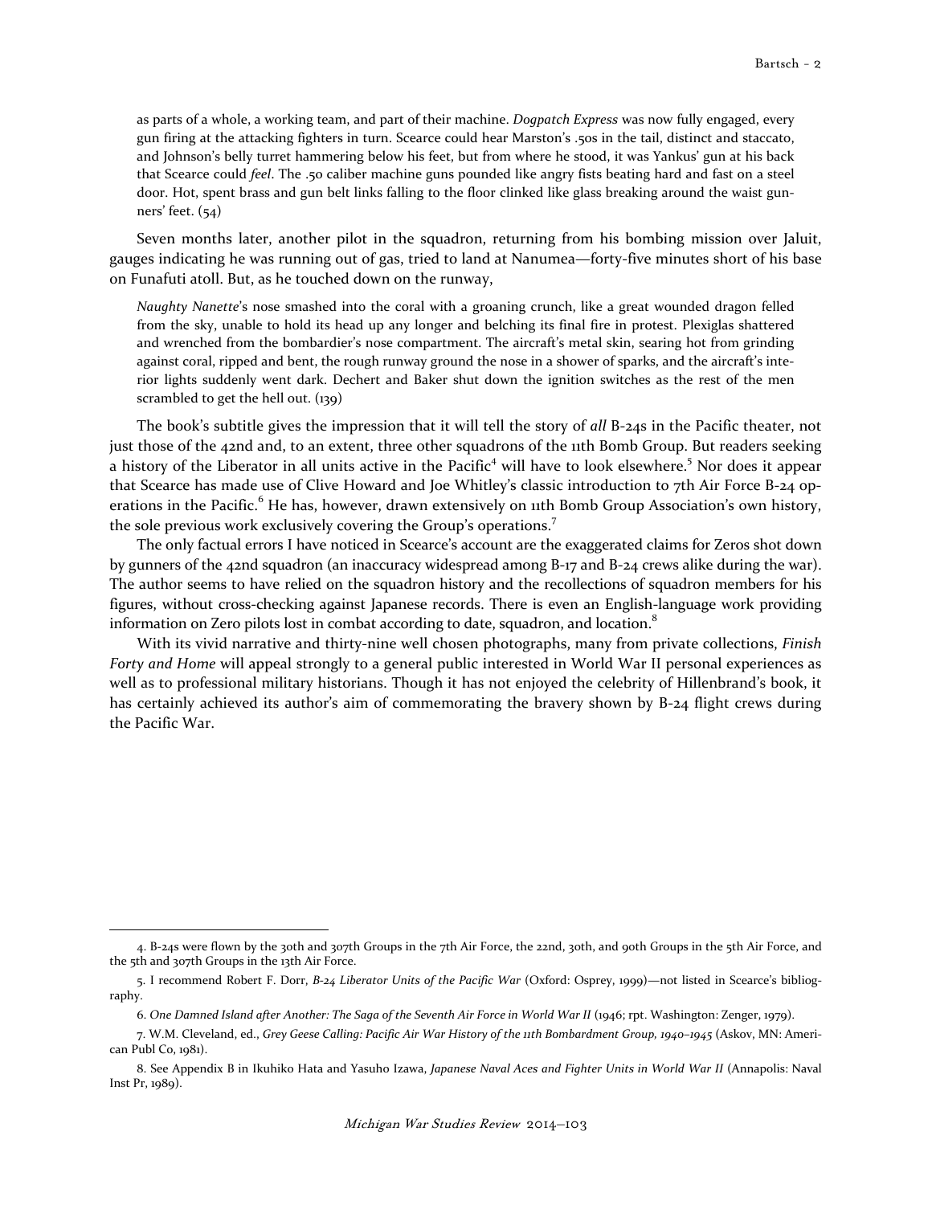> as parts of a whole, a working team, and part of their machine. *Dogpatch Express* was now fully engaged, every gun firing at the attacking fighters in turn. Scearce could hear Marston's .50s in the tail, distinct and staccato, and Johnson's belly turret hammering below his feet, but from where he stood, it was Yankus' gun at his back that Scearce could *feel*. The .50 caliber machine guns pounded like angry fists beating hard and fast on a steel door. Hot, spent brass and gun belt links falling to the floor clinked like glass breaking around the waist gunners' feet. (54)

Seven months later, another pilot in the squadron, returning from his bombing mission over Jaluit, gauges indicating he was running out of gas, tried to land at Nanumea—forty-five minutes short of his base on Funafuti atoll. But, as he touched down on the runway,

> *Naughty Nanette*'s nose smashed into the coral with a groaning crunch, like a great wounded dragon felled from the sky, unable to hold its head up any longer and belching its final fire in protest. Plexiglas shattered and wrenched from the bombardier's nose compartment. The aircraft's metal skin, searing hot from grinding against coral, ripped and bent, the rough runway ground the nose in a shower of sparks, and the aircraft's interior lights suddenly went dark. Dechert and Baker shut down the ignition switches as the rest of the men scrambled to get the hell out. (139)

The book's subtitle gives the impression that it will tell the story of *all* B-24s in the Pacific theater, not just those of the 42nd and, to an extent, three other squadrons of the 11th Bomb Group. But readers seeking a history of the Liberator in all units active in the Pacific[4] will have to look elsewhere.[5] Nor does it appear that Scearce has made use of Clive Howard and Joe Whitley's classic introduction to 7th Air Force B-24 operations in the Pacific.[6] He has, however, drawn extensively on 11th Bomb Group Association's own history, the sole previous work exclusively covering the Group's operations.[7]

The only factual errors I have noticed in Scearce's account are the exaggerated claims for Zeros shot down by gunners of the 42nd squadron (an inaccuracy widespread among B-17 and B-24 crews alike during the war). The author seems to have relied on the squadron history and the recollections of squadron members for his figures, without cross-checking against Japanese records. There is even an English-language work providing information on Zero pilots lost in combat according to date, squadron, and location.[8]

With its vivid narrative and thirty-nine well chosen photographs, many from private collections, *Finish Forty and Home* will appeal strongly to a general public interested in World War II personal experiences as well as to professional military historians. Though it has not enjoyed the celebrity of Hillenbrand's book, it has certainly achieved its author's aim of commemorating the bravery shown by B-24 flight crews during the Pacific War.

---

4. B-24s were flown by the 30th and 307th Groups in the 7th Air Force, the 22nd, 30th, and 90th Groups in the 5th Air Force, and the 5th and 307th Groups in the 13th Air Force.

5. I recommend Robert F. Dorr, *B-24 Liberator Units of the Pacific War* (Oxford: Osprey, 1999)—not listed in Scearce's bibliography.

6. *One Damned Island after Another: The Saga of the Seventh Air Force in World War II* (1946; rpt. Washington: Zenger, 1979).

7. W.M. Cleveland, ed., *Grey Geese Calling: Pacific Air War History of the 11th Bombardment Group, 1940–1945* (Askov, MN: American Publ Co, 1981).

8. See Appendix B in Ikuhiko Hata and Yasuho Izawa, *Japanese Naval Aces and Fighter Units in World War II* (Annapolis: Naval Inst Pr, 1989).